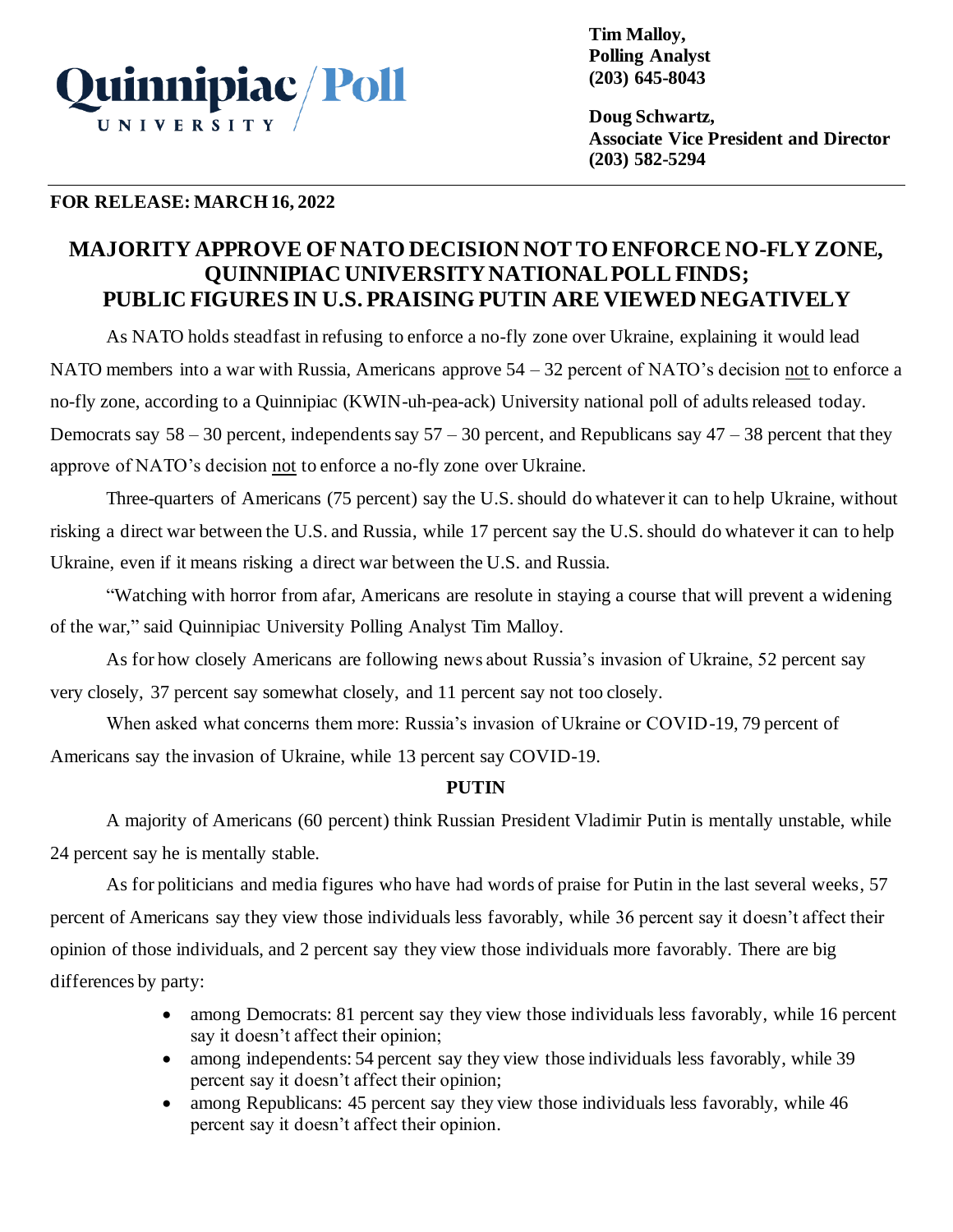**Quinnipiac University Poll**

**Tim Malloy,**
**Polling Analyst**
**(203) 645-8043**

**Doug Schwartz,**
**Associate Vice President and Director**
**(203) 582-5294**

---

**FOR RELEASE: MARCH 16, 2022**

## MAJORITY APPROVE OF NATO DECISION NOT TO ENFORCE NO-FLY ZONE, QUINNIPIAC UNIVERSITY NATIONAL POLL FINDS; PUBLIC FIGURES IN U.S. PRAISING PUTIN ARE VIEWED NEGATIVELY

As NATO holds steadfast in refusing to enforce a no-fly zone over Ukraine, explaining it would lead NATO members into a war with Russia, Americans approve 54 – 32 percent of NATO's decision <u>not</u> to enforce a no-fly zone, according to a Quinnipiac (KWIN-uh-pea-ack) University national poll of adults released today. Democrats say 58 – 30 percent, independents say 57 – 30 percent, and Republicans say 47 – 38 percent that they approve of NATO's decision <u>not</u> to enforce a no-fly zone over Ukraine.

Three-quarters of Americans (75 percent) say the U.S. should do whatever it can to help Ukraine, without risking a direct war between the U.S. and Russia, while 17 percent say the U.S. should do whatever it can to help Ukraine, even if it means risking a direct war between the U.S. and Russia.

"Watching with horror from afar, Americans are resolute in staying a course that will prevent a widening of the war," said Quinnipiac University Polling Analyst Tim Malloy.

As for how closely Americans are following news about Russia's invasion of Ukraine, 52 percent say very closely, 37 percent say somewhat closely, and 11 percent say not too closely.

When asked what concerns them more: Russia's invasion of Ukraine or COVID-19, 79 percent of Americans say the invasion of Ukraine, while 13 percent say COVID-19.

### PUTIN

A majority of Americans (60 percent) think Russian President Vladimir Putin is mentally unstable, while 24 percent say he is mentally stable.

As for politicians and media figures who have had words of praise for Putin in the last several weeks, 57 percent of Americans say they view those individuals less favorably, while 36 percent say it doesn't affect their opinion of those individuals, and 2 percent say they view those individuals more favorably. There are big differences by party:

- among Democrats: 81 percent say they view those individuals less favorably, while 16 percent say it doesn't affect their opinion;
- among independents: 54 percent say they view those individuals less favorably, while 39 percent say it doesn't affect their opinion;
- among Republicans: 45 percent say they view those individuals less favorably, while 46 percent say it doesn't affect their opinion.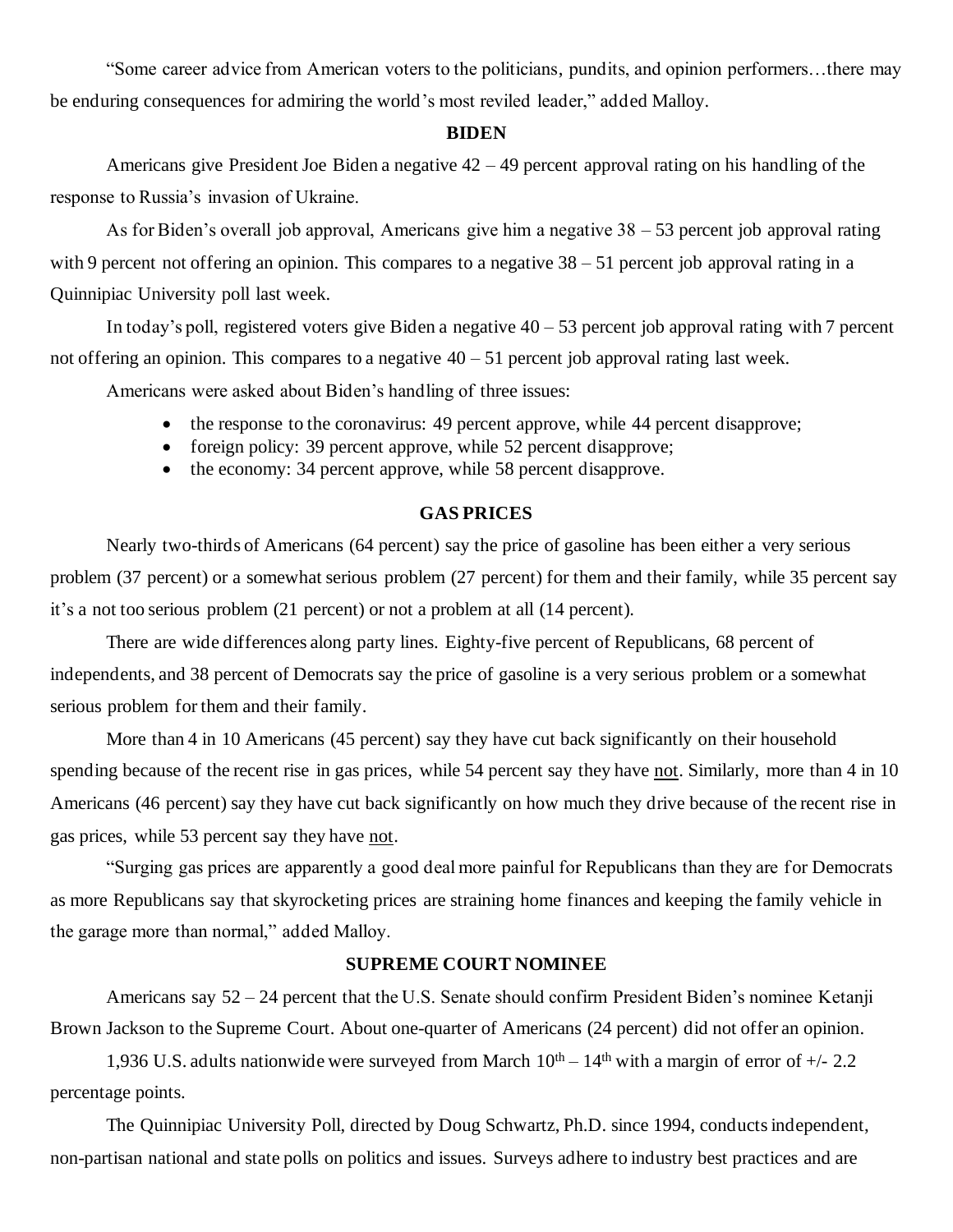"Some career advice from American voters to the politicians, pundits, and opinion performers…there may be enduring consequences for admiring the world's most reviled leader," added Malloy.

## BIDEN

Americans give President Joe Biden a negative 42 – 49 percent approval rating on his handling of the response to Russia's invasion of Ukraine.

As for Biden's overall job approval, Americans give him a negative 38 – 53 percent job approval rating with 9 percent not offering an opinion. This compares to a negative 38 – 51 percent job approval rating in a Quinnipiac University poll last week.

In today's poll, registered voters give Biden a negative 40 – 53 percent job approval rating with 7 percent not offering an opinion. This compares to a negative 40 – 51 percent job approval rating last week.

Americans were asked about Biden's handling of three issues:

- the response to the coronavirus: 49 percent approve, while 44 percent disapprove;
- foreign policy: 39 percent approve, while 52 percent disapprove;
- the economy: 34 percent approve, while 58 percent disapprove.

## GAS PRICES

Nearly two-thirds of Americans (64 percent) say the price of gasoline has been either a very serious problem (37 percent) or a somewhat serious problem (27 percent) for them and their family, while 35 percent say it's a not too serious problem (21 percent) or not a problem at all (14 percent).

There are wide differences along party lines. Eighty-five percent of Republicans, 68 percent of independents, and 38 percent of Democrats say the price of gasoline is a very serious problem or a somewhat serious problem for them and their family.

More than 4 in 10 Americans (45 percent) say they have cut back significantly on their household spending because of the recent rise in gas prices, while 54 percent say they have not. Similarly, more than 4 in 10 Americans (46 percent) say they have cut back significantly on how much they drive because of the recent rise in gas prices, while 53 percent say they have not.

"Surging gas prices are apparently a good deal more painful for Republicans than they are for Democrats as more Republicans say that skyrocketing prices are straining home finances and keeping the family vehicle in the garage more than normal," added Malloy.

## SUPREME COURT NOMINEE

Americans say 52 – 24 percent that the U.S. Senate should confirm President Biden's nominee Ketanji Brown Jackson to the Supreme Court. About one-quarter of Americans (24 percent) did not offer an opinion.

1,936 U.S. adults nationwide were surveyed from March 10th – 14th with a margin of error of +/- 2.2 percentage points.

The Quinnipiac University Poll, directed by Doug Schwartz, Ph.D. since 1994, conducts independent, non-partisan national and state polls on politics and issues. Surveys adhere to industry best practices and are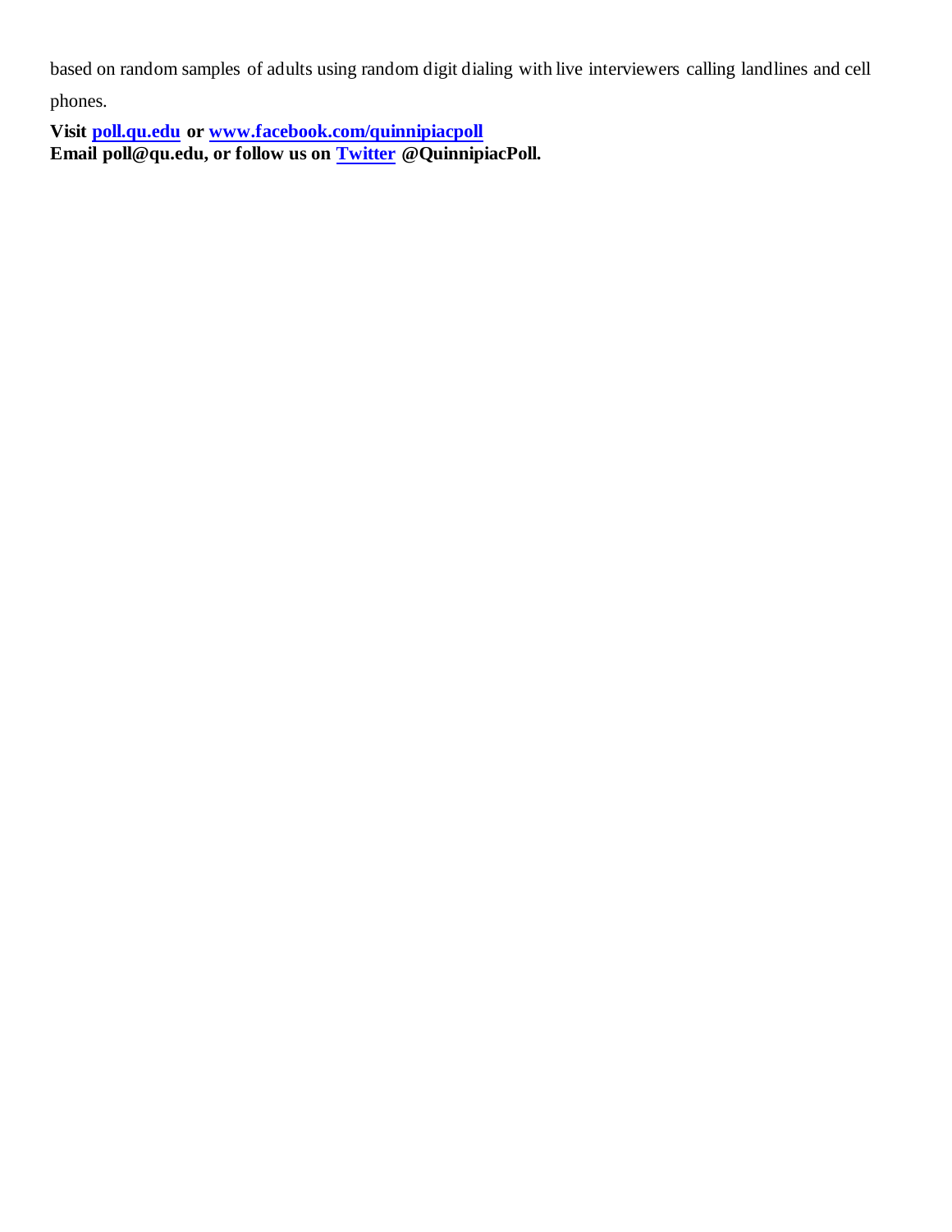based on random samples of adults using random digit dialing with live interviewers calling landlines and cell phones.

**Visit [poll.qu.edu](poll.qu.edu) or [www.facebook.com/quinnipiacpoll](www.facebook.com/quinnipiacpoll)**
**Email poll@qu.edu, or follow us on [Twitter](Twitter) @QuinnipiacPoll.**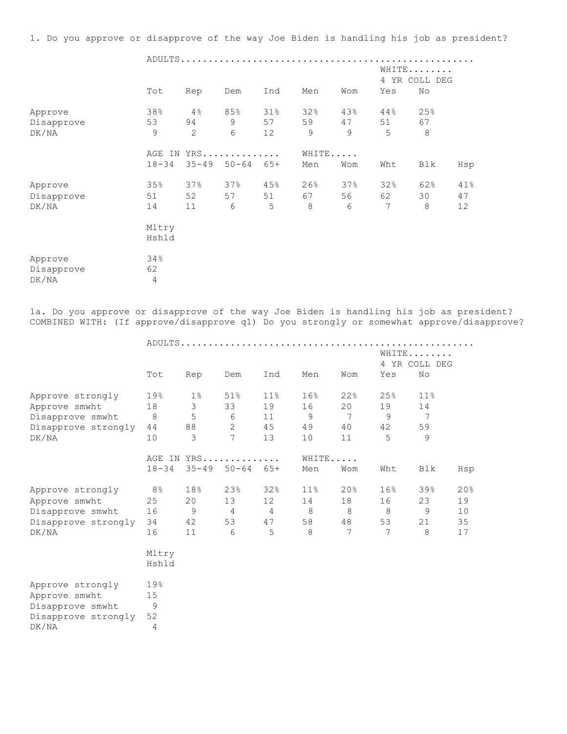1. Do you approve or disapprove of the way Joe Biden is handling his job as president?

| | ADULTS | | | | | | WHITE 4 YR COLL DEG | |
|---|---|---|---|---|---|---|---|---|
| | Tot | Rep | Dem | Ind | Men | Wom | Yes | No |
| Approve | 38% | 4% | 85% | 31% | 32% | 43% | 44% | 25% |
| Disapprove | 53 | 94 | 9 | 57 | 59 | 47 | 51 | 67 |
| DK/NA | 9 | 2 | 6 | 12 | 9 | 9 | 5 | 8 |

| | AGE IN YRS | | | | WHITE | | | | |
|---|---|---|---|---|---|---|---|---|---|
| | 18-34 | 35-49 | 50-64 | 65+ | Men | Wom | Wht | Blk | Hsp |
| Approve | 35% | 37% | 37% | 45% | 26% | 37% | 32% | 62% | 41% |
| Disapprove | 51 | 52 | 57 | 51 | 67 | 56 | 62 | 30 | 47 |
| DK/NA | 14 | 11 | 6 | 5 | 8 | 6 | 7 | 8 | 12 |

| | Mltry Hshld |
|---|---|
| Approve | 34% |
| Disapprove | 62 |
| DK/NA | 4 |

1a. Do you approve or disapprove of the way Joe Biden is handling his job as president? COMBINED WITH: (If approve/disapprove q1) Do you strongly or somewhat approve/disapprove?

| | ADULTS | | | | | | WHITE 4 YR COLL DEG | |
|---|---|---|---|---|---|---|---|---|
| | Tot | Rep | Dem | Ind | Men | Wom | Yes | No |
| Approve strongly | 19% | 1% | 51% | 11% | 16% | 22% | 25% | 11% |
| Approve smwht | 18 | 3 | 33 | 19 | 16 | 20 | 19 | 14 |
| Disapprove smwht | 8 | 5 | 6 | 11 | 9 | 7 | 9 | 7 |
| Disapprove strongly | 44 | 88 | 2 | 45 | 49 | 40 | 42 | 59 |
| DK/NA | 10 | 3 | 7 | 13 | 10 | 11 | 5 | 9 |

| | AGE IN YRS | | | | WHITE | | | | |
|---|---|---|---|---|---|---|---|---|---|
| | 18-34 | 35-49 | 50-64 | 65+ | Men | Wom | Wht | Blk | Hsp |
| Approve strongly | 8% | 18% | 23% | 32% | 11% | 20% | 16% | 39% | 20% |
| Approve smwht | 25 | 20 | 13 | 12 | 14 | 18 | 16 | 23 | 19 |
| Disapprove smwht | 16 | 9 | 4 | 4 | 8 | 8 | 8 | 9 | 10 |
| Disapprove strongly | 34 | 42 | 53 | 47 | 58 | 48 | 53 | 21 | 35 |
| DK/NA | 16 | 11 | 6 | 5 | 8 | 7 | 7 | 8 | 17 |

| | Mltry Hshld |
|---|---|
| Approve strongly | 19% |
| Approve smwht | 15 |
| Disapprove smwht | 9 |
| Disapprove strongly | 52 |
| DK/NA | 4 |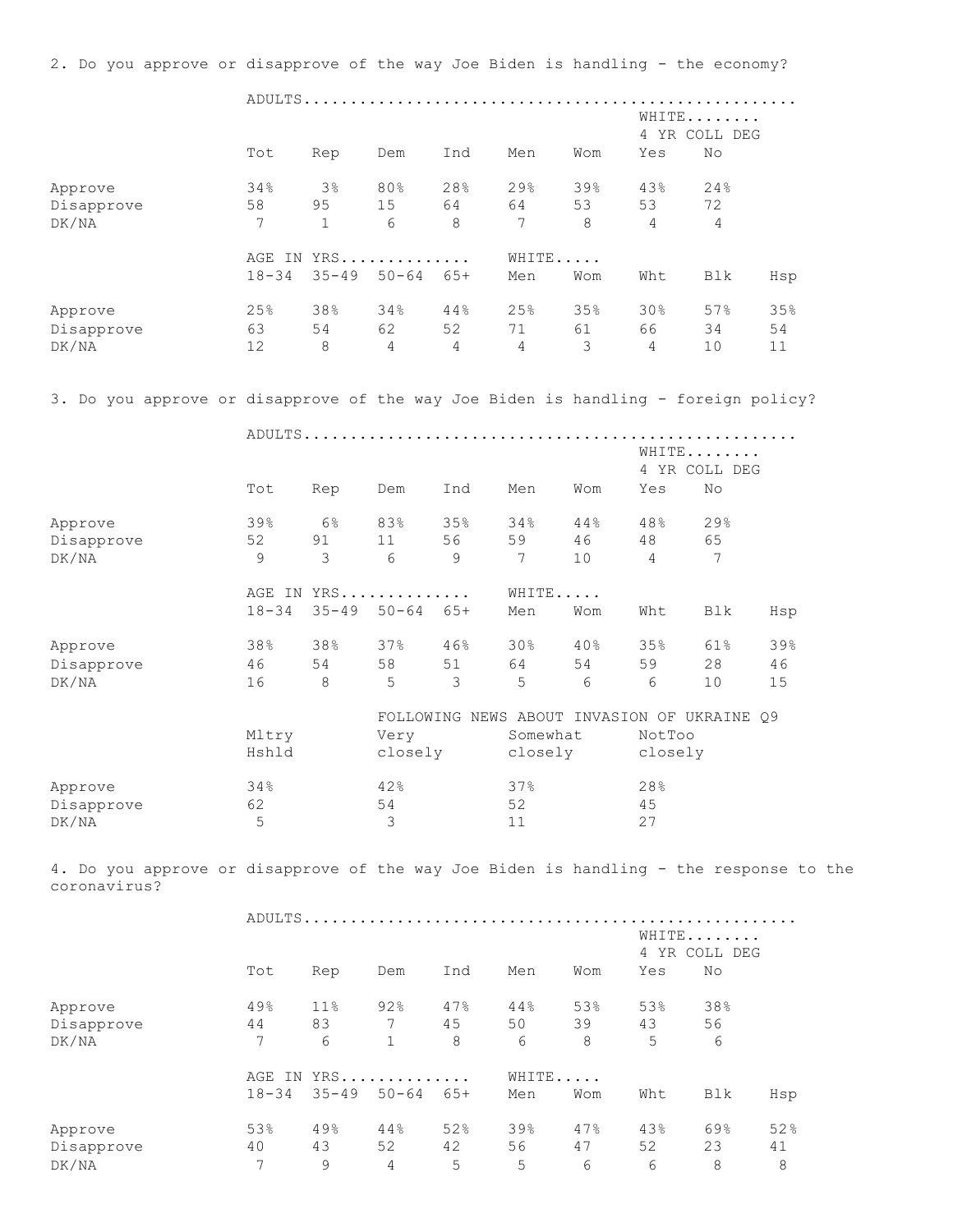2. Do you approve or disapprove of the way Joe Biden is handling - the economy?

| | ADULTS | | | | | | WHITE 4 YR COLL DEG | |
|---|---|---|---|---|---|---|---|---|
| | Tot | Rep | Dem | Ind | Men | Wom | Yes | No |
| Approve | 34% | 3% | 80% | 28% | 29% | 39% | 43% | 24% |
| Disapprove | 58 | 95 | 15 | 64 | 64 | 53 | 53 | 72 |
| DK/NA | 7 | 1 | 6 | 8 | 7 | 8 | 4 | 4 |

| | AGE IN YRS | | | | WHITE | | | | |
|---|---|---|---|---|---|---|---|---|---|
| | 18-34 | 35-49 | 50-64 | 65+ | Men | Wom | Wht | Blk | Hsp |
| Approve | 25% | 38% | 34% | 44% | 25% | 35% | 30% | 57% | 35% |
| Disapprove | 63 | 54 | 62 | 52 | 71 | 61 | 66 | 34 | 54 |
| DK/NA | 12 | 8 | 4 | 4 | 4 | 3 | 4 | 10 | 11 |

3. Do you approve or disapprove of the way Joe Biden is handling - foreign policy?

| | ADULTS | | | | | | WHITE 4 YR COLL DEG | |
|---|---|---|---|---|---|---|---|---|
| | Tot | Rep | Dem | Ind | Men | Wom | Yes | No |
| Approve | 39% | 6% | 83% | 35% | 34% | 44% | 48% | 29% |
| Disapprove | 52 | 91 | 11 | 56 | 59 | 46 | 48 | 65 |
| DK/NA | 9 | 3 | 6 | 9 | 7 | 10 | 4 | 7 |

| | AGE IN YRS | | | | WHITE | | | | |
|---|---|---|---|---|---|---|---|---|---|
| | 18-34 | 35-49 | 50-64 | 65+ | Men | Wom | Wht | Blk | Hsp |
| Approve | 38% | 38% | 37% | 46% | 30% | 40% | 35% | 61% | 39% |
| Disapprove | 46 | 54 | 58 | 51 | 64 | 54 | 59 | 28 | 46 |
| DK/NA | 16 | 8 | 5 | 3 | 5 | 6 | 6 | 10 | 15 |

| | | FOLLOWING NEWS ABOUT INVASION OF UKRAINE Q9 | | |
|---|---|---|---|---|
| | Mltry Hshld | Very closely | Somewhat closely | NotToo closely |
| Approve | 34% | 42% | 37% | 28% |
| Disapprove | 62 | 54 | 52 | 45 |
| DK/NA | 5 | 3 | 11 | 27 |

4. Do you approve or disapprove of the way Joe Biden is handling - the response to the coronavirus?

| | ADULTS | | | | | | WHITE 4 YR COLL DEG | |
|---|---|---|---|---|---|---|---|---|
| | Tot | Rep | Dem | Ind | Men | Wom | Yes | No |
| Approve | 49% | 11% | 92% | 47% | 44% | 53% | 53% | 38% |
| Disapprove | 44 | 83 | 7 | 45 | 50 | 39 | 43 | 56 |
| DK/NA | 7 | 6 | 1 | 8 | 6 | 8 | 5 | 6 |

| | AGE IN YRS | | | | WHITE | | | | |
|---|---|---|---|---|---|---|---|---|---|
| | 18-34 | 35-49 | 50-64 | 65+ | Men | Wom | Wht | Blk | Hsp |
| Approve | 53% | 49% | 44% | 52% | 39% | 47% | 43% | 69% | 52% |
| Disapprove | 40 | 43 | 52 | 42 | 56 | 47 | 52 | 23 | 41 |
| DK/NA | 7 | 9 | 4 | 5 | 5 | 6 | 6 | 8 | 8 |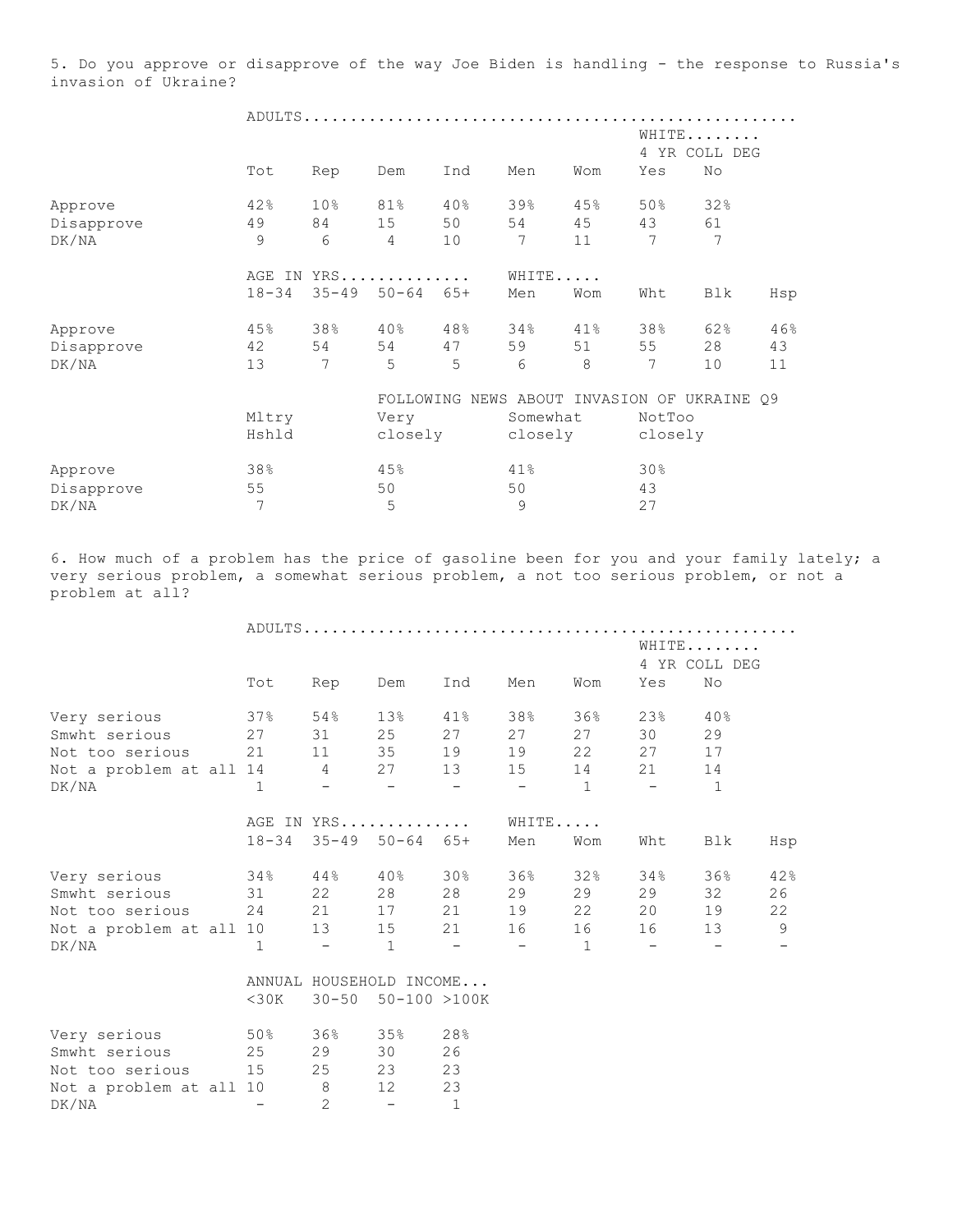5. Do you approve or disapprove of the way Joe Biden is handling - the response to Russia's invasion of Ukraine?

| | ADULTS | | | | | | | |
|---|---|---|---|---|---|---|---|---|
| | | | | | | | WHITE 4 YR COLL DEG | |
| | Tot | Rep | Dem | Ind | Men | Wom | Yes | No |
| Approve | 42% | 10% | 81% | 40% | 39% | 45% | 50% | 32% |
| Disapprove | 49 | 84 | 15 | 50 | 54 | 45 | 43 | 61 |
| DK/NA | 9 | 6 | 4 | 10 | 7 | 11 | 7 | 7 |

| | AGE IN YRS | | | | WHITE | | | | |
|---|---|---|---|---|---|---|---|---|---|
| | 18-34 | 35-49 | 50-64 | 65+ | Men | Wom | Wht | Blk | Hsp |
| Approve | 45% | 38% | 40% | 48% | 34% | 41% | 38% | 62% | 46% |
| Disapprove | 42 | 54 | 54 | 47 | 59 | 51 | 55 | 28 | 43 |
| DK/NA | 13 | 7 | 5 | 5 | 6 | 8 | 7 | 10 | 11 |

| | | FOLLOWING NEWS ABOUT INVASION OF UKRAINE Q9 | | |
|---|---|---|---|---|
| | Mltry Hshld | Very closely | Somewhat closely | NotToo closely |
| Approve | 38% | 45% | 41% | 30% |
| Disapprove | 55 | 50 | 50 | 43 |
| DK/NA | 7 | 5 | 9 | 27 |

6. How much of a problem has the price of gasoline been for you and your family lately; a very serious problem, a somewhat serious problem, a not too serious problem, or not a problem at all?

| | ADULTS | | | | | | | |
|---|---|---|---|---|---|---|---|---|
| | | | | | | | WHITE 4 YR COLL DEG | |
| | Tot | Rep | Dem | Ind | Men | Wom | Yes | No |
| Very serious | 37% | 54% | 13% | 41% | 38% | 36% | 23% | 40% |
| Smwht serious | 27 | 31 | 25 | 27 | 27 | 27 | 30 | 29 |
| Not too serious | 21 | 11 | 35 | 19 | 19 | 22 | 27 | 17 |
| Not a problem at all | 14 | 4 | 27 | 13 | 15 | 14 | 21 | 14 |
| DK/NA | 1 | - | - | - | - | 1 | - | 1 |

| | AGE IN YRS | | | | WHITE | | | | |
|---|---|---|---|---|---|---|---|---|---|
| | 18-34 | 35-49 | 50-64 | 65+ | Men | Wom | Wht | Blk | Hsp |
| Very serious | 34% | 44% | 40% | 30% | 36% | 32% | 34% | 36% | 42% |
| Smwht serious | 31 | 22 | 28 | 28 | 29 | 29 | 29 | 32 | 26 |
| Not too serious | 24 | 21 | 17 | 21 | 19 | 22 | 20 | 19 | 22 |
| Not a problem at all | 10 | 13 | 15 | 21 | 16 | 16 | 16 | 13 | 9 |
| DK/NA | 1 | - | 1 | - | - | 1 | - | - | - |

| | ANNUAL HOUSEHOLD INCOME | | | |
|---|---|---|---|---|
| | <30K | 30-50 | 50-100 | >100K |
| Very serious | 50% | 36% | 35% | 28% |
| Smwht serious | 25 | 29 | 30 | 26 |
| Not too serious | 15 | 25 | 23 | 23 |
| Not a problem at all | 10 | 8 | 12 | 23 |
| DK/NA | - | 2 | - | 1 |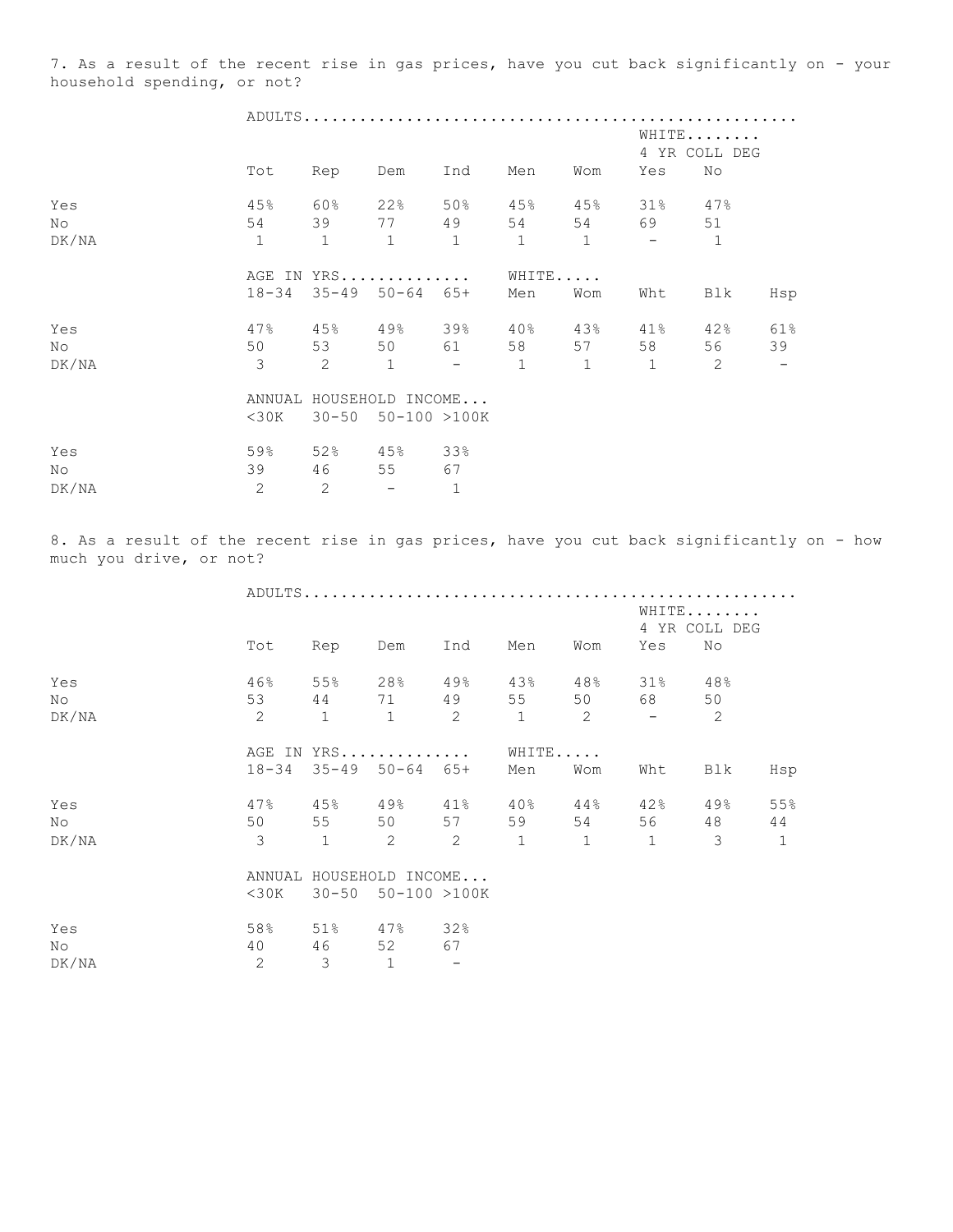7. As a result of the recent rise in gas prices, have you cut back significantly on - your household spending, or not?

| | ADULTS | | | | | | | | |
|---|---|---|---|---|---|---|---|---|---|
| | | | | | | | WHITE 4 YR COLL DEG | | |
| | Tot | Rep | Dem | Ind | Men | Wom | Yes | No | |
| Yes | 45% | 60% | 22% | 50% | 45% | 45% | 31% | 47% | |
| No | 54 | 39 | 77 | 49 | 54 | 54 | 69 | 51 | |
| DK/NA | 1 | 1 | 1 | 1 | 1 | 1 | - | 1 | |
| | AGE IN YRS | | | | WHITE | | | | |
| | 18-34 | 35-49 | 50-64 | 65+ | Men | Wom | Wht | Blk | Hsp |
| Yes | 47% | 45% | 49% | 39% | 40% | 43% | 41% | 42% | 61% |
| No | 50 | 53 | 50 | 61 | 58 | 57 | 58 | 56 | 39 |
| DK/NA | 3 | 2 | 1 | - | 1 | 1 | 1 | 2 | - |
| | ANNUAL HOUSEHOLD INCOME | | | | | | | | |
| | <30K | 30-50 | 50-100 | >100K | | | | | |
| Yes | 59% | 52% | 45% | 33% | | | | | |
| No | 39 | 46 | 55 | 67 | | | | | |
| DK/NA | 2 | 2 | - | 1 | | | | | |

8. As a result of the recent rise in gas prices, have you cut back significantly on - how much you drive, or not?

| | ADULTS | | | | | | | | |
|---|---|---|---|---|---|---|---|---|---|
| | | | | | | | WHITE 4 YR COLL DEG | | |
| | Tot | Rep | Dem | Ind | Men | Wom | Yes | No | |
| Yes | 46% | 55% | 28% | 49% | 43% | 48% | 31% | 48% | |
| No | 53 | 44 | 71 | 49 | 55 | 50 | 68 | 50 | |
| DK/NA | 2 | 1 | 1 | 2 | 1 | 2 | - | 2 | |
| | AGE IN YRS | | | | WHITE | | | | |
| | 18-34 | 35-49 | 50-64 | 65+ | Men | Wom | Wht | Blk | Hsp |
| Yes | 47% | 45% | 49% | 41% | 40% | 44% | 42% | 49% | 55% |
| No | 50 | 55 | 50 | 57 | 59 | 54 | 56 | 48 | 44 |
| DK/NA | 3 | 1 | 2 | 2 | 1 | 1 | 1 | 3 | 1 |
| | ANNUAL HOUSEHOLD INCOME | | | | | | | | |
| | <30K | 30-50 | 50-100 | >100K | | | | | |
| Yes | 58% | 51% | 47% | 32% | | | | | |
| No | 40 | 46 | 52 | 67 | | | | | |
| DK/NA | 2 | 3 | 1 | - | | | | | |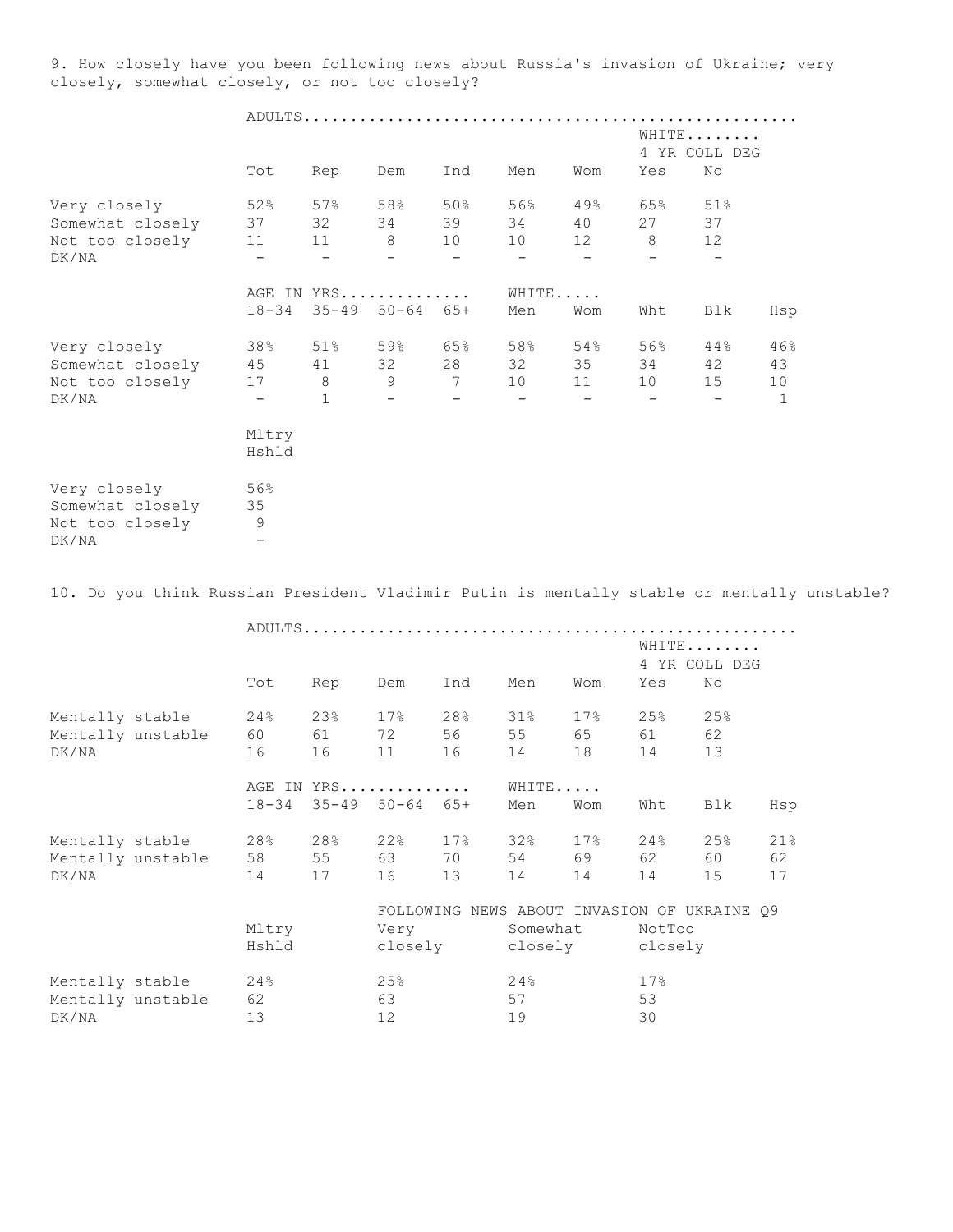9. How closely have you been following news about Russia's invasion of Ukraine; very closely, somewhat closely, or not too closely?

| | ADULTS | | | | | | | |
|---|---|---|---|---|---|---|---|---|
| | | | | | | | WHITE 4 YR COLL DEG | |
| | Tot | Rep | Dem | Ind | Men | Wom | Yes | No |
| Very closely | 52% | 57% | 58% | 50% | 56% | 49% | 65% | 51% |
| Somewhat closely | 37 | 32 | 34 | 39 | 34 | 40 | 27 | 37 |
| Not too closely | 11 | 11 | 8 | 10 | 10 | 12 | 8 | 12 |
| DK/NA | - | - | - | - | - | - | - | - |

| | AGE IN YRS | | | | WHITE | | | | |
|---|---|---|---|---|---|---|---|---|---|
| | 18-34 | 35-49 | 50-64 | 65+ | Men | Wom | Wht | Blk | Hsp |
| Very closely | 38% | 51% | 59% | 65% | 58% | 54% | 56% | 44% | 46% |
| Somewhat closely | 45 | 41 | 32 | 28 | 32 | 35 | 34 | 42 | 43 |
| Not too closely | 17 | 8 | 9 | 7 | 10 | 11 | 10 | 15 | 10 |
| DK/NA | - | 1 | - | - | - | - | - | - | 1 |

| | Mltry Hshld |
|---|---|
| Very closely | 56% |
| Somewhat closely | 35 |
| Not too closely | 9 |
| DK/NA | - |

10. Do you think Russian President Vladimir Putin is mentally stable or mentally unstable?

| | ADULTS | | | | | | | |
|---|---|---|---|---|---|---|---|---|
| | | | | | | | WHITE 4 YR COLL DEG | |
| | Tot | Rep | Dem | Ind | Men | Wom | Yes | No |
| Mentally stable | 24% | 23% | 17% | 28% | 31% | 17% | 25% | 25% |
| Mentally unstable | 60 | 61 | 72 | 56 | 55 | 65 | 61 | 62 |
| DK/NA | 16 | 16 | 11 | 16 | 14 | 18 | 14 | 13 |

| | AGE IN YRS | | | | WHITE | | | | |
|---|---|---|---|---|---|---|---|---|---|
| | 18-34 | 35-49 | 50-64 | 65+ | Men | Wom | Wht | Blk | Hsp |
| Mentally stable | 28% | 28% | 22% | 17% | 32% | 17% | 24% | 25% | 21% |
| Mentally unstable | 58 | 55 | 63 | 70 | 54 | 69 | 62 | 60 | 62 |
| DK/NA | 14 | 17 | 16 | 13 | 14 | 14 | 14 | 15 | 17 |

| | | FOLLOWING NEWS ABOUT INVASION OF UKRAINE Q9 | | |
|---|---|---|---|---|
| | Mltry Hshld | Very closely | Somewhat closely | NotToo closely |
| Mentally stable | 24% | 25% | 24% | 17% |
| Mentally unstable | 62 | 63 | 57 | 53 |
| DK/NA | 13 | 12 | 19 | 30 |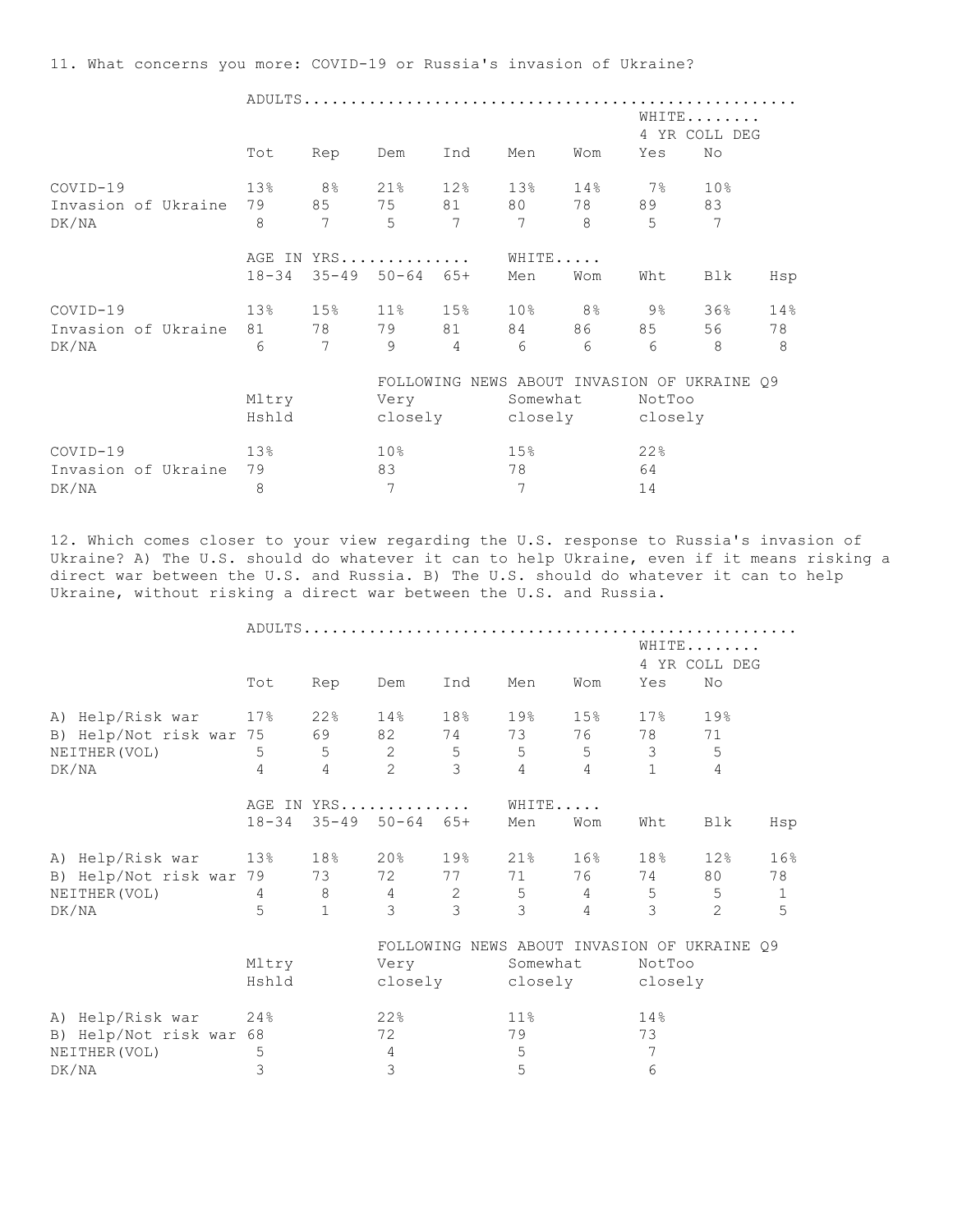11. What concerns you more: COVID-19 or Russia's invasion of Ukraine?

| | ADULTS | | | | | | | |
|---|---|---|---|---|---|---|---|---|
| | | | | | | | WHITE 4 YR COLL DEG | |
| | Tot | Rep | Dem | Ind | Men | Wom | Yes | No |
| COVID-19 | 13% | 8% | 21% | 12% | 13% | 14% | 7% | 10% |
| Invasion of Ukraine | 79 | 85 | 75 | 81 | 80 | 78 | 89 | 83 |
| DK/NA | 8 | 7 | 5 | 7 | 7 | 8 | 5 | 7 |

| | AGE IN YRS | | | | WHITE | | | | |
|---|---|---|---|---|---|---|---|---|---|
| | 18-34 | 35-49 | 50-64 | 65+ | Men | Wom | Wht | Blk | Hsp |
| COVID-19 | 13% | 15% | 11% | 15% | 10% | 8% | 9% | 36% | 14% |
| Invasion of Ukraine | 81 | 78 | 79 | 81 | 84 | 86 | 85 | 56 | 78 |
| DK/NA | 6 | 7 | 9 | 4 | 6 | 6 | 6 | 8 | 8 |

| | | FOLLOWING NEWS ABOUT INVASION OF UKRAINE Q9 | | |
|---|---|---|---|---|
| | Mltry Hshld | Very closely | Somewhat closely | NotToo closely |
| COVID-19 | 13% | 10% | 15% | 22% |
| Invasion of Ukraine | 79 | 83 | 78 | 64 |
| DK/NA | 8 | 7 | 7 | 14 |

12. Which comes closer to your view regarding the U.S. response to Russia's invasion of Ukraine? A) The U.S. should do whatever it can to help Ukraine, even if it means risking a direct war between the U.S. and Russia. B) The U.S. should do whatever it can to help Ukraine, without risking a direct war between the U.S. and Russia.

| | ADULTS | | | | | | | |
|---|---|---|---|---|---|---|---|---|
| | | | | | | | WHITE 4 YR COLL DEG | |
| | Tot | Rep | Dem | Ind | Men | Wom | Yes | No |
| A) Help/Risk war | 17% | 22% | 14% | 18% | 19% | 15% | 17% | 19% |
| B) Help/Not risk war | 75 | 69 | 82 | 74 | 73 | 76 | 78 | 71 |
| NEITHER(VOL) | 5 | 5 | 2 | 5 | 5 | 5 | 3 | 5 |
| DK/NA | 4 | 4 | 2 | 3 | 4 | 4 | 1 | 4 |

| | AGE IN YRS | | | | WHITE | | | | |
|---|---|---|---|---|---|---|---|---|---|
| | 18-34 | 35-49 | 50-64 | 65+ | Men | Wom | Wht | Blk | Hsp |
| A) Help/Risk war | 13% | 18% | 20% | 19% | 21% | 16% | 18% | 12% | 16% |
| B) Help/Not risk war | 79 | 73 | 72 | 77 | 71 | 76 | 74 | 80 | 78 |
| NEITHER(VOL) | 4 | 8 | 4 | 2 | 5 | 4 | 5 | 5 | 1 |
| DK/NA | 5 | 1 | 3 | 3 | 3 | 4 | 3 | 2 | 5 |

| | | FOLLOWING NEWS ABOUT INVASION OF UKRAINE Q9 | | |
|---|---|---|---|---|
| | Mltry Hshld | Very closely | Somewhat closely | NotToo closely |
| A) Help/Risk war | 24% | 22% | 11% | 14% |
| B) Help/Not risk war | 68 | 72 | 79 | 73 |
| NEITHER(VOL) | 5 | 4 | 5 | 7 |
| DK/NA | 3 | 3 | 5 | 6 |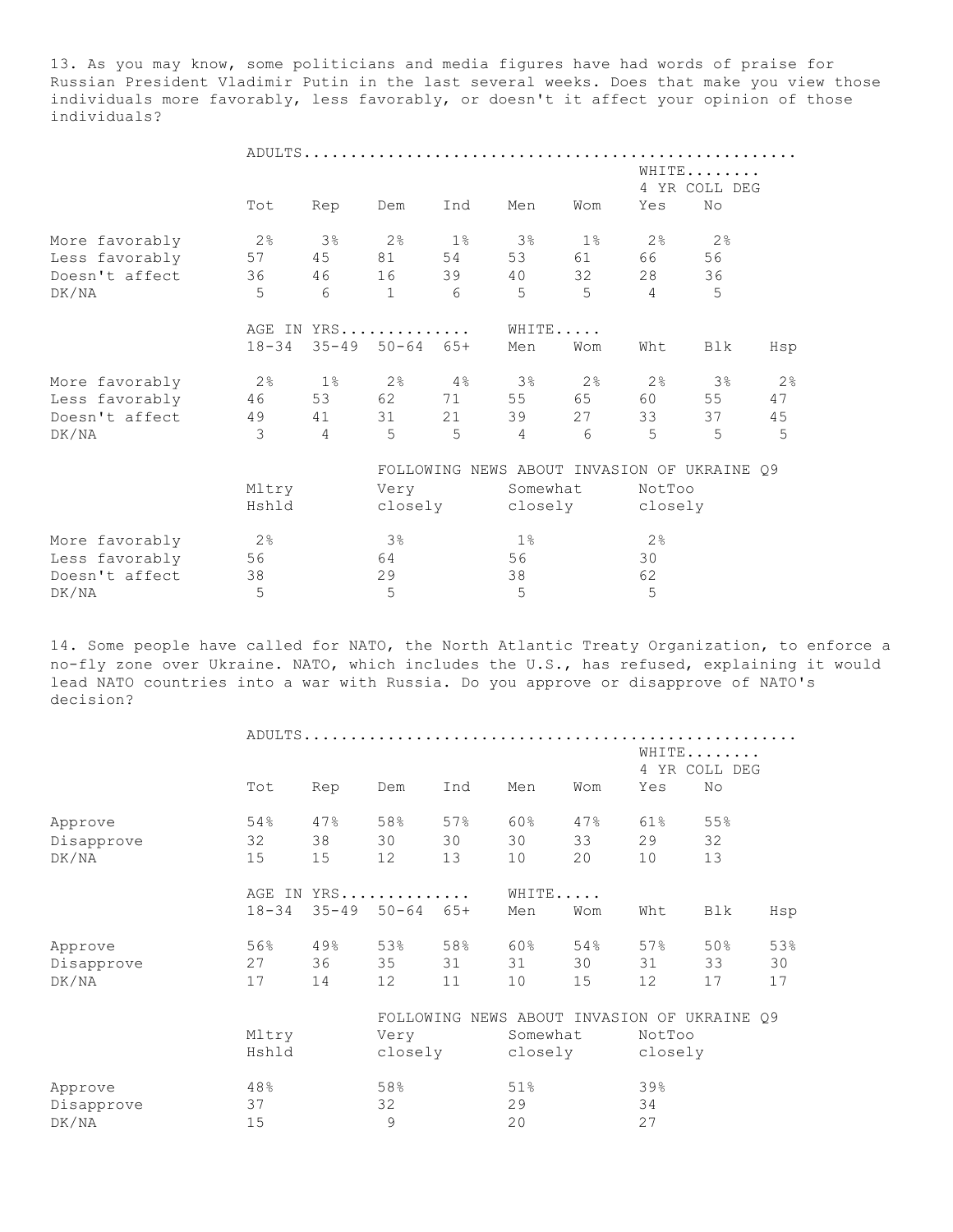13. As you may know, some politicians and media figures have had words of praise for Russian President Vladimir Putin in the last several weeks. Does that make you view those individuals more favorably, less favorably, or doesn't it affect your opinion of those individuals?

| | ADULTS | | | | | | | |
|---|---|---|---|---|---|---|---|---|
| | | | | | | | WHITE 4 YR COLL DEG | |
| | Tot | Rep | Dem | Ind | Men | Wom | Yes | No |
| More favorably | 2% | 3% | 2% | 1% | 3% | 1% | 2% | 2% |
| Less favorably | 57 | 45 | 81 | 54 | 53 | 61 | 66 | 56 |
| Doesn't affect | 36 | 46 | 16 | 39 | 40 | 32 | 28 | 36 |
| DK/NA | 5 | 6 | 1 | 6 | 5 | 5 | 4 | 5 |

| | AGE IN YRS | | | | WHITE | | | | |
|---|---|---|---|---|---|---|---|---|---|
| | 18-34 | 35-49 | 50-64 | 65+ | Men | Wom | Wht | Blk | Hsp |
| More favorably | 2% | 1% | 2% | 4% | 3% | 2% | 2% | 3% | 2% |
| Less favorably | 46 | 53 | 62 | 71 | 55 | 65 | 60 | 55 | 47 |
| Doesn't affect | 49 | 41 | 31 | 21 | 39 | 27 | 33 | 37 | 45 |
| DK/NA | 3 | 4 | 5 | 5 | 4 | 6 | 5 | 5 | 5 |

| | | FOLLOWING NEWS ABOUT INVASION OF UKRAINE Q9 | | |
|---|---|---|---|---|
| | Mltry Hshld | Very closely | Somewhat closely | NotToo closely |
| More favorably | 2% | 3% | 1% | 2% |
| Less favorably | 56 | 64 | 56 | 30 |
| Doesn't affect | 38 | 29 | 38 | 62 |
| DK/NA | 5 | 5 | 5 | 5 |

14. Some people have called for NATO, the North Atlantic Treaty Organization, to enforce a no-fly zone over Ukraine. NATO, which includes the U.S., has refused, explaining it would lead NATO countries into a war with Russia. Do you approve or disapprove of NATO's decision?

| | ADULTS | | | | | | | |
|---|---|---|---|---|---|---|---|---|
| | | | | | | | WHITE 4 YR COLL DEG | |
| | Tot | Rep | Dem | Ind | Men | Wom | Yes | No |
| Approve | 54% | 47% | 58% | 57% | 60% | 47% | 61% | 55% |
| Disapprove | 32 | 38 | 30 | 30 | 30 | 33 | 29 | 32 |
| DK/NA | 15 | 15 | 12 | 13 | 10 | 20 | 10 | 13 |

| | AGE IN YRS | | | | WHITE | | | | |
|---|---|---|---|---|---|---|---|---|---|
| | 18-34 | 35-49 | 50-64 | 65+ | Men | Wom | Wht | Blk | Hsp |
| Approve | 56% | 49% | 53% | 58% | 60% | 54% | 57% | 50% | 53% |
| Disapprove | 27 | 36 | 35 | 31 | 31 | 30 | 31 | 33 | 30 |
| DK/NA | 17 | 14 | 12 | 11 | 10 | 15 | 12 | 17 | 17 |

| | | FOLLOWING NEWS ABOUT INVASION OF UKRAINE Q9 | | |
|---|---|---|---|---|
| | Mltry Hshld | Very closely | Somewhat closely | NotToo closely |
| Approve | 48% | 58% | 51% | 39% |
| Disapprove | 37 | 32 | 29 | 34 |
| DK/NA | 15 | 9 | 20 | 27 |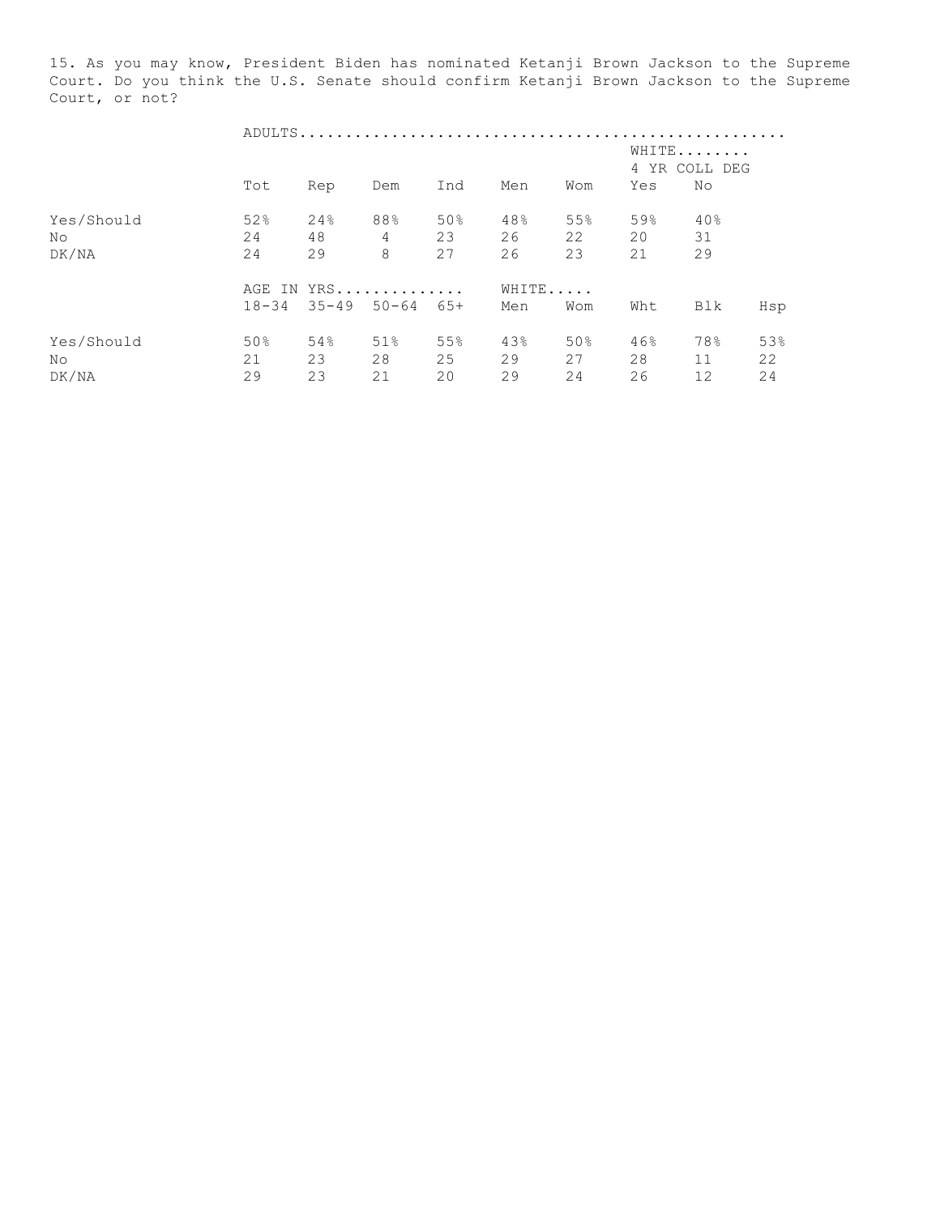15. As you may know, President Biden has nominated Ketanji Brown Jackson to the Supreme Court. Do you think the U.S. Senate should confirm Ketanji Brown Jackson to the Supreme Court, or not?

| | ADULTS | | | | | | | | |
|---|---|---|---|---|---|---|---|---|---|
| | | | | | | | WHITE 4 YR COLL DEG | | |
| | Tot | Rep | Dem | Ind | Men | Wom | Yes | No | |
| Yes/Should | 52% | 24% | 88% | 50% | 48% | 55% | 59% | 40% | |
| No | 24 | 48 | 4 | 23 | 26 | 22 | 20 | 31 | |
| DK/NA | 24 | 29 | 8 | 27 | 26 | 23 | 21 | 29 | |
| | AGE IN YRS | | | | WHITE | | | | |
| | 18-34 | 35-49 | 50-64 | 65+ | Men | Wom | Wht | Blk | Hsp |
| Yes/Should | 50% | 54% | 51% | 55% | 43% | 50% | 46% | 78% | 53% |
| No | 21 | 23 | 28 | 25 | 29 | 27 | 28 | 11 | 22 |
| DK/NA | 29 | 23 | 21 | 20 | 29 | 24 | 26 | 12 | 24 |